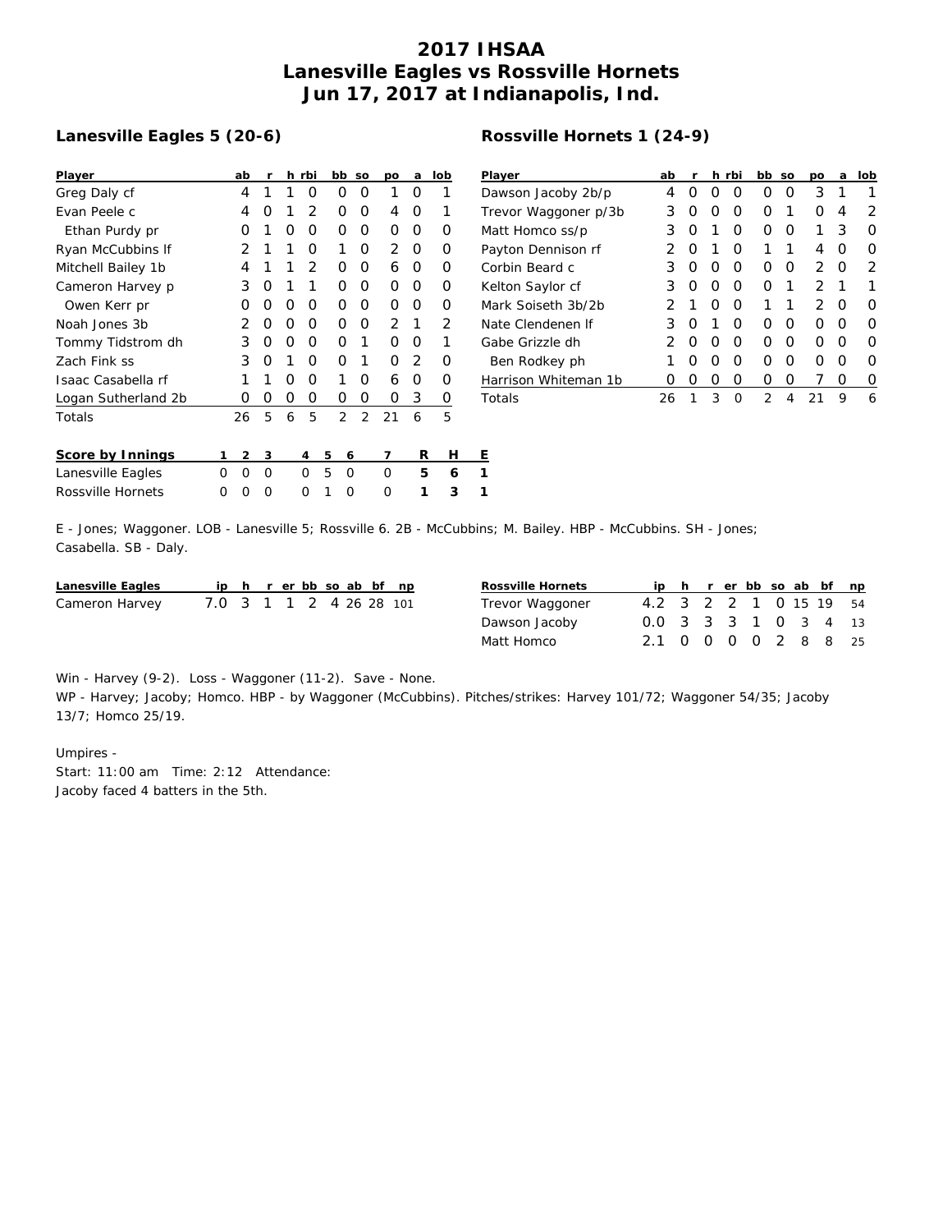# 2017 IHSAA
# Lanesville Eagles vs Rossville Hornets
# Jun 17, 2017 at Indianapolis, Ind.

## Lanesville Eagles 5 (20-6)

| Player | ab | r | h | rbi | bb | so | po | a | lob |
|---|---|---|---|---|---|---|---|---|---|
| Greg Daly cf | 4 | 1 | 1 | 0 | 0 | 0 | 1 | 0 | 1 |
| Evan Peele c | 4 | 0 | 1 | 2 | 0 | 0 | 4 | 0 | 1 |
| Ethan Purdy pr | 0 | 1 | 0 | 0 | 0 | 0 | 0 | 0 | 0 |
| Ryan McCubbins lf | 2 | 1 | 1 | 0 | 1 | 0 | 2 | 0 | 0 |
| Mitchell Bailey 1b | 4 | 1 | 1 | 2 | 0 | 0 | 6 | 0 | 0 |
| Cameron Harvey p | 3 | 0 | 1 | 1 | 0 | 0 | 0 | 0 | 0 |
| Owen Kerr pr | 0 | 0 | 0 | 0 | 0 | 0 | 0 | 0 | 0 |
| Noah Jones 3b | 2 | 0 | 0 | 0 | 0 | 0 | 2 | 1 | 2 |
| Tommy Tidstrom dh | 3 | 0 | 0 | 0 | 0 | 1 | 0 | 0 | 1 |
| Zach Fink ss | 3 | 0 | 1 | 0 | 0 | 1 | 0 | 2 | 0 |
| Isaac Casabella rf | 1 | 1 | 0 | 0 | 1 | 0 | 6 | 0 | 0 |
| Logan Sutherland 2b | 0 | 0 | 0 | 0 | 0 | 0 | 0 | 3 | 0 |
| Totals | 26 | 5 | 6 | 5 | 2 | 2 | 21 | 6 | 5 |

## Rossville Hornets 1 (24-9)

| Player | ab | r | h | rbi | bb | so | po | a | lob |
|---|---|---|---|---|---|---|---|---|---|
| Dawson Jacoby 2b/p | 4 | 0 | 0 | 0 | 0 | 0 | 3 | 1 | 1 |
| Trevor Waggoner p/3b | 3 | 0 | 0 | 0 | 0 | 1 | 0 | 4 | 2 |
| Matt Homco ss/p | 3 | 0 | 1 | 0 | 0 | 0 | 1 | 3 | 0 |
| Payton Dennison rf | 2 | 0 | 1 | 0 | 1 | 1 | 4 | 0 | 0 |
| Corbin Beard c | 3 | 0 | 0 | 0 | 0 | 0 | 2 | 0 | 2 |
| Kelton Saylor cf | 3 | 0 | 0 | 0 | 0 | 1 | 2 | 1 | 1 |
| Mark Soiseth 3b/2b | 2 | 1 | 0 | 0 | 1 | 1 | 2 | 0 | 0 |
| Nate Clendenen lf | 3 | 0 | 1 | 0 | 0 | 0 | 0 | 0 | 0 |
| Gabe Grizzle dh | 2 | 0 | 0 | 0 | 0 | 0 | 0 | 0 | 0 |
| Ben Rodkey ph | 1 | 0 | 0 | 0 | 0 | 0 | 0 | 0 | 0 |
| Harrison Whiteman 1b | 0 | 0 | 0 | 0 | 0 | 0 | 7 | 0 | 0 |
| Totals | 26 | 1 | 3 | 0 | 2 | 4 | 21 | 9 | 6 |

| Score by Innings | 1 | 2 | 3 | 4 | 5 | 6 | 7 | R | H | E |
|---|---|---|---|---|---|---|---|---|---|---|
| Lanesville Eagles | 0 | 0 | 0 | 0 | 5 | 0 | 0 | **5** | **6** | **1** |
| Rossville Hornets | 0 | 0 | 0 | 0 | 1 | 0 | 0 | **1** | **3** | **1** |

E - Jones; Waggoner. LOB - Lanesville 5; Rossville 6. 2B - McCubbins; M. Bailey. HBP - McCubbins. SH - Jones; Casabella. SB - Daly.

| Lanesville Eagles | ip | h | r | er | bb | so | ab | bf | np |
|---|---|---|---|---|---|---|---|---|---|
| Cameron Harvey | 7.0 | 3 | 1 | 1 | 2 | 4 | 26 | 28 | 101 |

| Rossville Hornets | ip | h | r | er | bb | so | ab | bf | np |
|---|---|---|---|---|---|---|---|---|---|
| Trevor Waggoner | 4.2 | 3 | 2 | 2 | 1 | 0 | 15 | 19 | 54 |
| Dawson Jacoby | 0.0 | 3 | 3 | 3 | 1 | 0 | 3 | 4 | 13 |
| Matt Homco | 2.1 | 0 | 0 | 0 | 0 | 2 | 8 | 8 | 25 |

Win - Harvey (9-2). Loss - Waggoner (11-2). Save - None.
WP - Harvey; Jacoby; Homco. HBP - by Waggoner (McCubbins). Pitches/strikes: Harvey 101/72; Waggoner 54/35; Jacoby 13/7; Homco 25/19.

Umpires -
Start: 11:00 am Time: 2:12 Attendance:
Jacoby faced 4 batters in the 5th.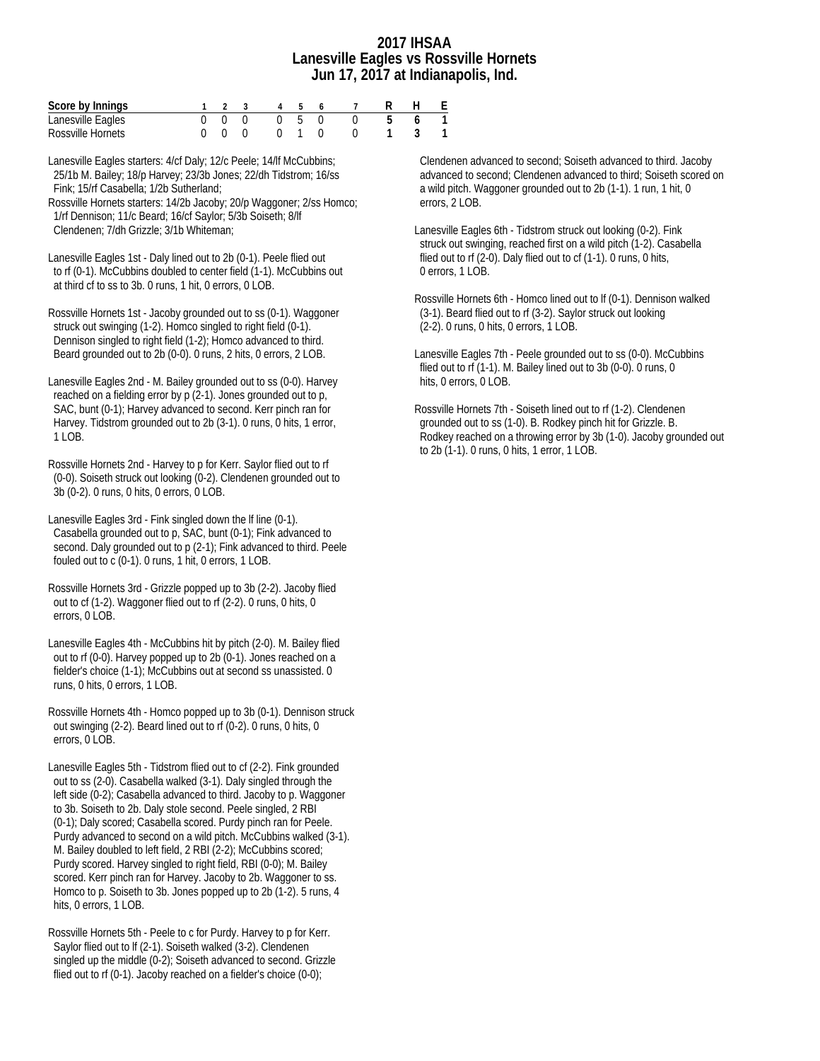# 2017 IHSAA
# Lanesville Eagles vs Rossville Hornets
# Jun 17, 2017 at Indianapolis, Ind.

| Score by Innings | 1 | 2 | 3 | 4 | 5 | 6 | 7 | R | H | E |
|---|---|---|---|---|---|---|---|---|---|---|
| Lanesville Eagles | 0 | 0 | 0 | 0 | 5 | 0 | 0 | 5 | 6 | 1 |
| Rossville Hornets | 0 | 0 | 0 | 0 | 1 | 0 | 0 | 1 | 3 | 1 |

Lanesville Eagles starters: 4/cf Daly; 12/c Peele; 14/lf McCubbins; 25/1b M. Bailey; 18/p Harvey; 23/3b Jones; 22/dh Tidstrom; 16/ss Fink; 15/rf Casabella; 1/2b Sutherland;

Rossville Hornets starters: 14/2b Jacoby; 20/p Waggoner; 2/ss Homco; 1/rf Dennison; 11/c Beard; 16/cf Saylor; 5/3b Soiseth; 8/lf Clendenen; 7/dh Grizzle; 3/1b Whiteman;

Lanesville Eagles 1st - Daly lined out to 2b (0-1). Peele flied out to rf (0-1). McCubbins doubled to center field (1-1). McCubbins out at third cf to ss to 3b. 0 runs, 1 hit, 0 errors, 0 LOB.

Rossville Hornets 1st - Jacoby grounded out to ss (0-1). Waggoner struck out swinging (1-2). Homco singled to right field (0-1). Dennison singled to right field (1-2); Homco advanced to third. Beard grounded out to 2b (0-0). 0 runs, 2 hits, 0 errors, 2 LOB.

Lanesville Eagles 2nd - M. Bailey grounded out to ss (0-0). Harvey reached on a fielding error by p (2-1). Jones grounded out to p, SAC, bunt (0-1); Harvey advanced to second. Kerr pinch ran for Harvey. Tidstrom grounded out to 2b (3-1). 0 runs, 0 hits, 1 error, 1 LOB.

Rossville Hornets 2nd - Harvey to p for Kerr. Saylor flied out to rf (0-0). Soiseth struck out looking (0-2). Clendenen grounded out to 3b (0-2). 0 runs, 0 hits, 0 errors, 0 LOB.

Lanesville Eagles 3rd - Fink singled down the lf line (0-1). Casabella grounded out to p, SAC, bunt (0-1); Fink advanced to second. Daly grounded out to p (2-1); Fink advanced to third. Peele fouled out to c (0-1). 0 runs, 1 hit, 0 errors, 1 LOB.

Rossville Hornets 3rd - Grizzle popped up to 3b (2-2). Jacoby flied out to cf (1-2). Waggoner flied out to rf (2-2). 0 runs, 0 hits, 0 errors, 0 LOB.

Lanesville Eagles 4th - McCubbins hit by pitch (2-0). M. Bailey flied out to rf (0-0). Harvey popped up to 2b (0-1). Jones reached on a fielder's choice (1-1); McCubbins out at second ss unassisted. 0 runs, 0 hits, 0 errors, 1 LOB.

Rossville Hornets 4th - Homco popped up to 3b (0-1). Dennison struck out swinging (2-2). Beard lined out to rf (0-2). 0 runs, 0 hits, 0 errors, 0 LOB.

Lanesville Eagles 5th - Tidstrom flied out to cf (2-2). Fink grounded out to ss (2-0). Casabella walked (3-1). Daly singled through the left side (0-2); Casabella advanced to third. Jacoby to p. Waggoner to 3b. Soiseth to 2b. Daly stole second. Peele singled, 2 RBI (0-1); Daly scored; Casabella scored. Purdy pinch ran for Peele. Purdy advanced to second on a wild pitch. McCubbins walked (3-1). M. Bailey doubled to left field, 2 RBI (2-2); McCubbins scored; Purdy scored. Harvey singled to right field, RBI (0-0); M. Bailey scored. Kerr pinch ran for Harvey. Jacoby to 2b. Waggoner to ss. Homco to p. Soiseth to 3b. Jones popped up to 2b (1-2). 5 runs, 4 hits, 0 errors, 1 LOB.

Rossville Hornets 5th - Peele to c for Purdy. Harvey to p for Kerr. Saylor flied out to lf (2-1). Soiseth walked (3-2). Clendenen singled up the middle (0-2); Soiseth advanced to second. Grizzle flied out to rf (0-1). Jacoby reached on a fielder's choice (0-0); Clendenen advanced to second; Soiseth advanced to third. Jacoby advanced to second; Clendenen advanced to third; Soiseth scored on a wild pitch. Waggoner grounded out to 2b (1-1). 1 run, 1 hit, 0 errors, 2 LOB.

Lanesville Eagles 6th - Tidstrom struck out looking (0-2). Fink struck out swinging, reached first on a wild pitch (1-2). Casabella flied out to rf (2-0). Daly flied out to cf (1-1). 0 runs, 0 hits, 0 errors, 1 LOB.

Rossville Hornets 6th - Homco lined out to lf (0-1). Dennison walked (3-1). Beard flied out to rf (3-2). Saylor struck out looking (2-2). 0 runs, 0 hits, 0 errors, 1 LOB.

Lanesville Eagles 7th - Peele grounded out to ss (0-0). McCubbins flied out to rf (1-1). M. Bailey lined out to 3b (0-0). 0 runs, 0 hits, 0 errors, 0 LOB.

Rossville Hornets 7th - Soiseth lined out to rf (1-2). Clendenen grounded out to ss (1-0). B. Rodkey pinch hit for Grizzle. B. Rodkey reached on a throwing error by 3b (1-0). Jacoby grounded out to 2b (1-1). 0 runs, 0 hits, 1 error, 1 LOB.